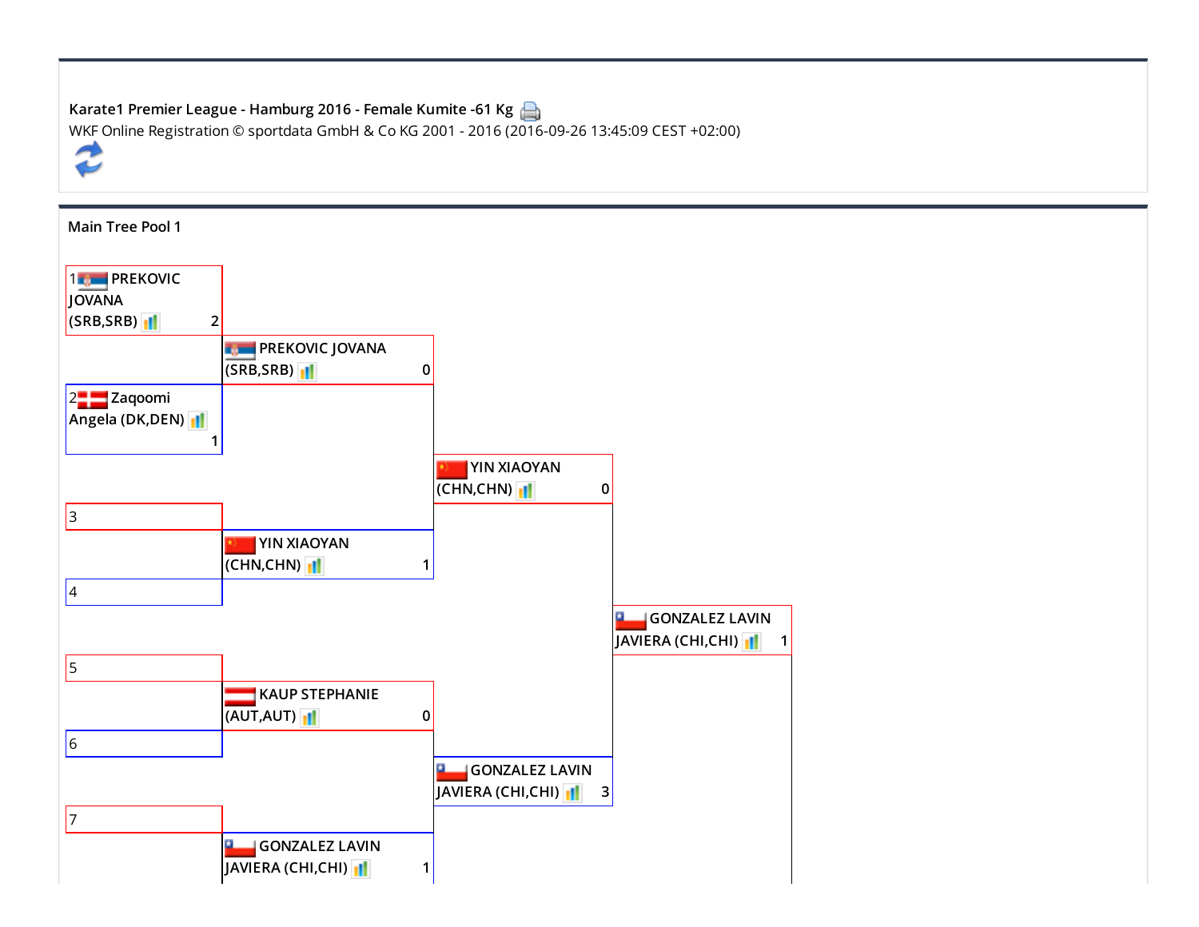Karate1 Premier League - Hamburg 2016 - Female Kumite -61 Kg

WKF Online Registration © sportdata GmbH & Co KG 2001 - 2016 (2016-09-26 13:45:09 CEST +02:00)

Main Tree Pool 1

**Round 1**

| No. | Competitor | Score |
| --- | --- | --- |
| 1 | PREKOVIC JOVANA (SRB,SRB) | 2 |
| 2 | Zaqoomi Angela (DK,DEN) | 1 |
| 3 | | |
| 4 | | |
| 5 | | |
| 6 | | |
| 7 | | |

**Round 2**

| Competitor | Score |
| --- | --- |
| PREKOVIC JOVANA (SRB,SRB) | 0 |
| YIN XIAOYAN (CHN,CHN) | 1 |
| KAUP STEPHANIE (AUT,AUT) | 0 |
| GONZALEZ LAVIN JAVIERA (CHI,CHI) | 1 |

**Round 3**

| Competitor | Score |
| --- | --- |
| YIN XIAOYAN (CHN,CHN) | 0 |
| GONZALEZ LAVIN JAVIERA (CHI,CHI) | 3 |

**Round 4**

| Competitor | Score |
| --- | --- |
| GONZALEZ LAVIN JAVIERA (CHI,CHI) | 1 |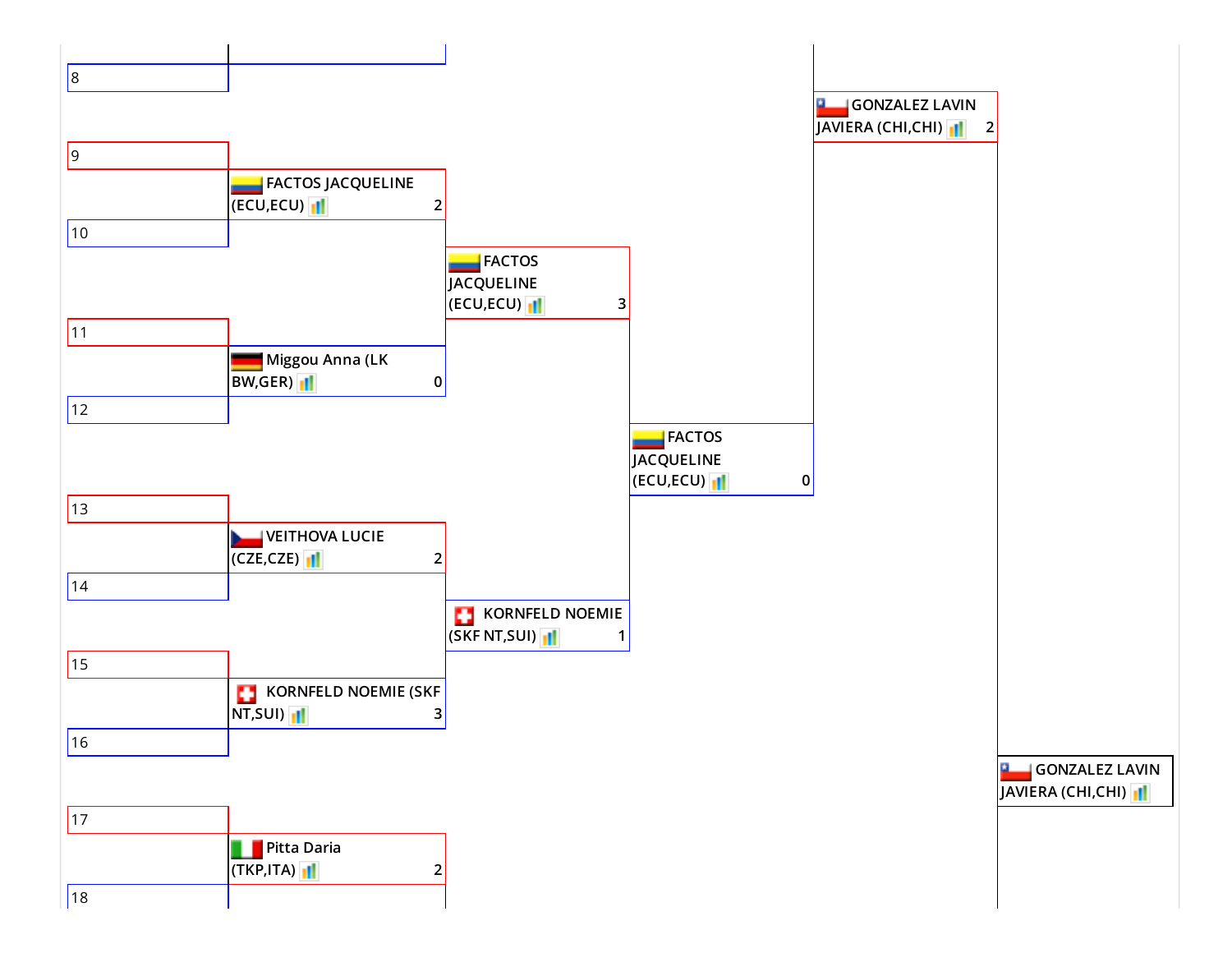8

GONZALEZ LAVIN JAVIERA (CHI,CHI) 2

9

FACTOS JACQUELINE (ECU,ECU) 2

10

FACTOS JACQUELINE (ECU,ECU) 3

11

Miggou Anna (LK BW,GER) 0

12

FACTOS JACQUELINE (ECU,ECU) 0

13

VEITHOVA LUCIE (CZE,CZE) 2

14

KORNFELD NOEMIE (SKF NT,SUI) 1

15

KORNFELD NOEMIE (SKF NT,SUI) 3

16

GONZALEZ LAVIN JAVIERA (CHI,CHI)

17

Pitta Daria (TKP,ITA) 2

18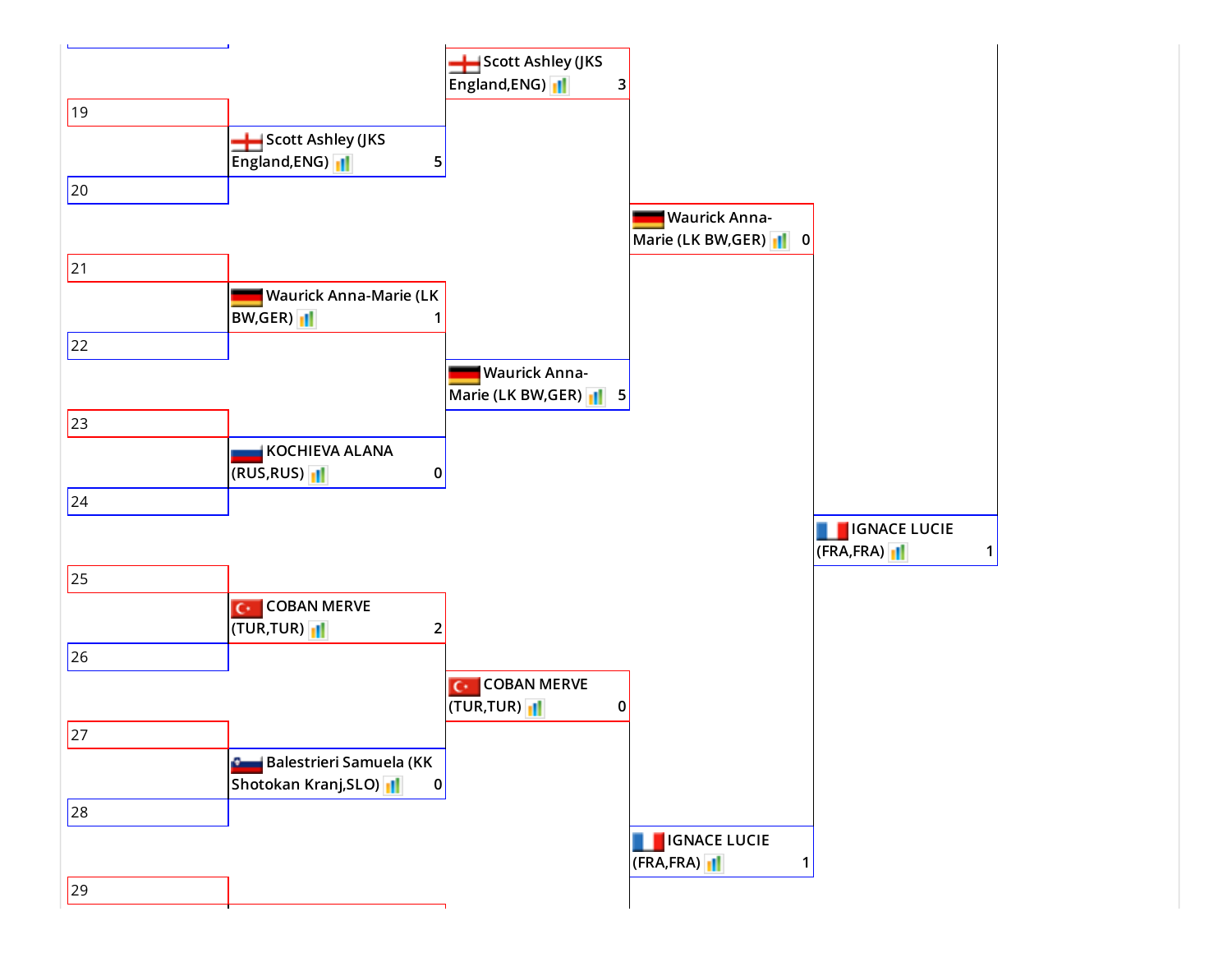| Seed | Round 1 | Round 2 | Round 3 | Round 4 |
|---|---|---|---|---|
| 19 | | Scott Ashley (JKS England,ENG) 3 | | |
| 20 | Scott Ashley (JKS England,ENG) 5 | | | |
| 21 | | | Waurick Anna-Marie (LK BW,GER) 0 | |
| 22 | Waurick Anna-Marie (LK BW,GER) 1 | | | |
| 23 | | Waurick Anna-Marie (LK BW,GER) 5 | | |
| 24 | KOCHIEVA ALANA (RUS,RUS) 0 | | | |
| 25 | | | | IGNACE LUCIE (FRA,FRA) 1 |
| 26 | COBAN MERVE (TUR,TUR) 2 | | | |
| 27 | | COBAN MERVE (TUR,TUR) 0 | | |
| 28 | Balestrieri Samuela (KK Shotokan Kranj,SLO) 0 | | | |
| 29 | | | IGNACE LUCIE (FRA,FRA) 1 | |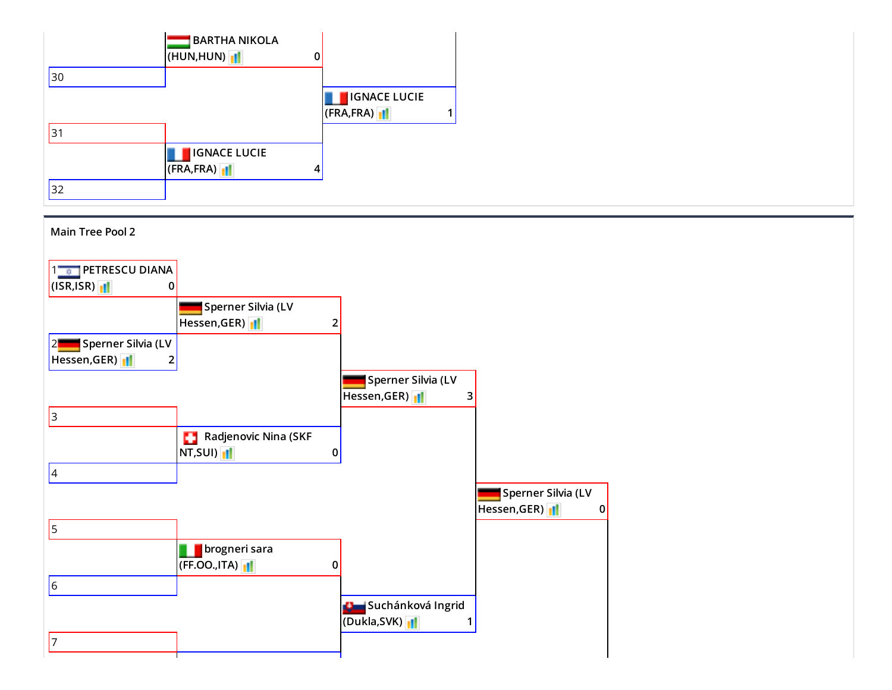BARTHA NIKOLA (HUN,HUN) 0

30

IGNACE LUCIE (FRA,FRA) 1

31

IGNACE LUCIE (FRA,FRA) 4

32

## Main Tree Pool 2

1 PETRESCU DIANA (ISR,ISR) 0

Sperner Silvia (LV Hessen,GER) 2

2 Sperner Silvia (LV Hessen,GER) 2

Sperner Silvia (LV Hessen,GER) 3

3

Radjenovic Nina (SKF NT,SUI) 0

4

Sperner Silvia (LV Hessen,GER) 0

5

brogneri sara (FF.OO.,ITA) 0

6

Suchánková Ingrid (Dukla,SVK) 1

7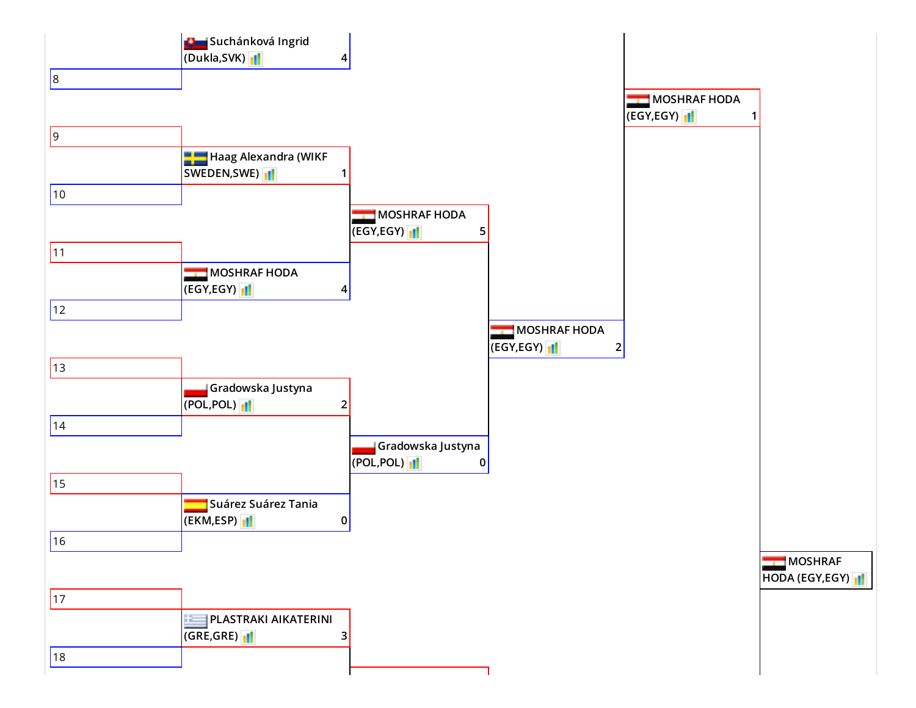| Seed | Round 1 | Round 2 | Round 3 | Round 4 | Winner |
|---|---|---|---|---|---|
| | Suchánková Ingrid (Dukla,SVK) 4 | | | MOSHRAF HODA (EGY,EGY) 1 | |
| 8 | | | | | |
| 9 | | | | | |
| | Haag Alexandra (WIKF SWEDEN,SWE) 1 | | | | |
| 10 | | | | | |
| | | MOSHRAF HODA (EGY,EGY) 5 | | | |
| 11 | | | | | |
| | MOSHRAF HODA (EGY,EGY) 4 | | | | |
| 12 | | | | | |
| | | | MOSHRAF HODA (EGY,EGY) 2 | | |
| 13 | | | | | |
| | Gradowska Justyna (POL,POL) 2 | | | | |
| 14 | | | | | |
| | | Gradowska Justyna (POL,POL) 0 | | | |
| 15 | | | | | |
| | Suárez Suárez Tania (EKM,ESP) 0 | | | | |
| 16 | | | | | |
| | | | | | MOSHRAF HODA (EGY,EGY) |
| 17 | | | | | |
| | PLASTRAKI AIKATERINI (GRE,GRE) 3 | | | | |
| 18 | | | | | |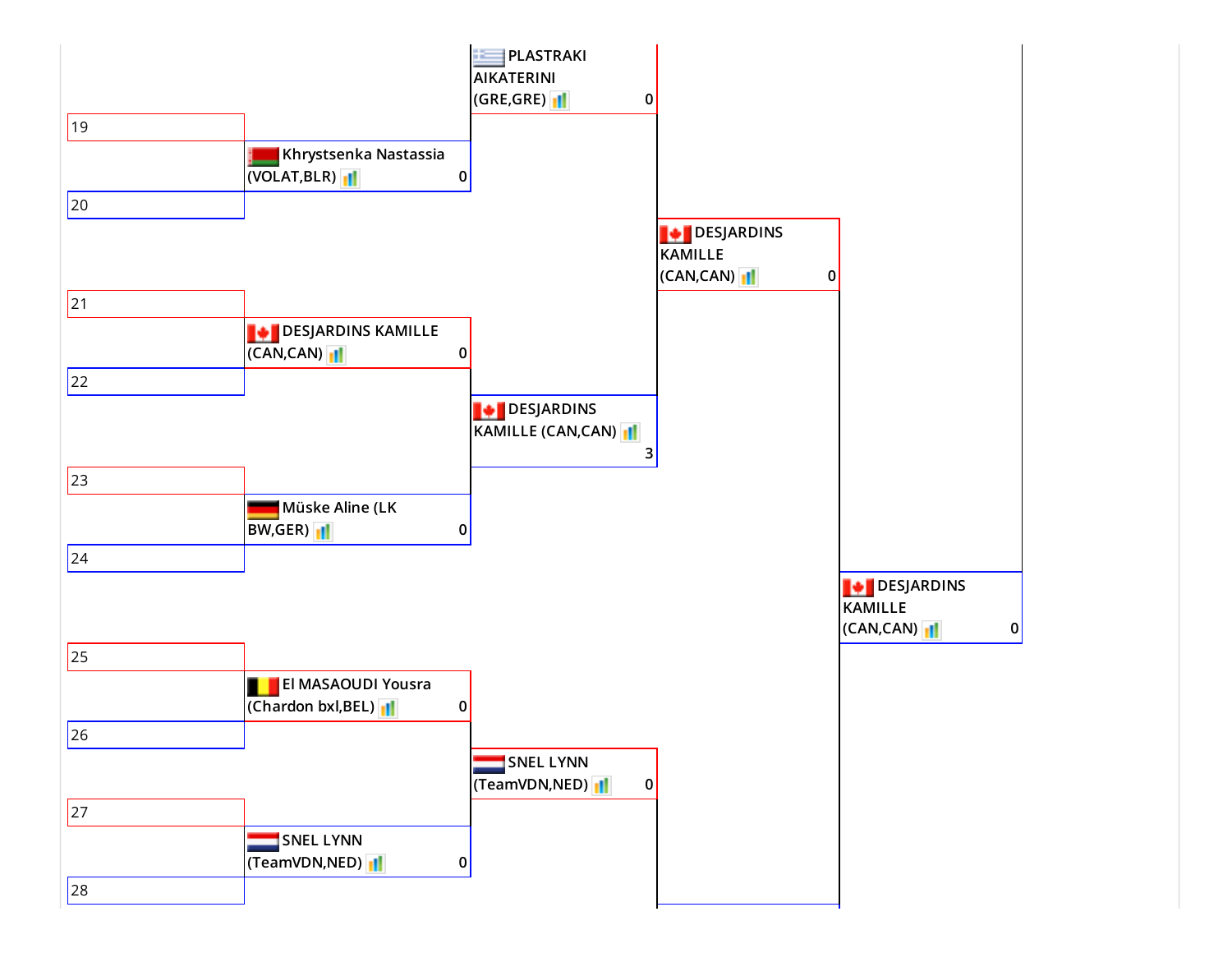PLASTRAKI AIKATERINI (GRE,GRE) 0

19

Khrystsenka Nastassia (VOLAT,BLR) 0

20

DESJARDINS KAMILLE (CAN,CAN) 0

21

DESJARDINS KAMILLE (CAN,CAN) 0

22

DESJARDINS KAMILLE (CAN,CAN) 3

23

Müske Aline (LK BW,GER) 0

24

DESJARDINS KAMILLE (CAN,CAN) 0

25

El MASAOUDI Yousra (Chardon bxl,BEL) 0

26

SNEL LYNN (TeamVDN,NED) 0

27

SNEL LYNN (TeamVDN,NED) 0

28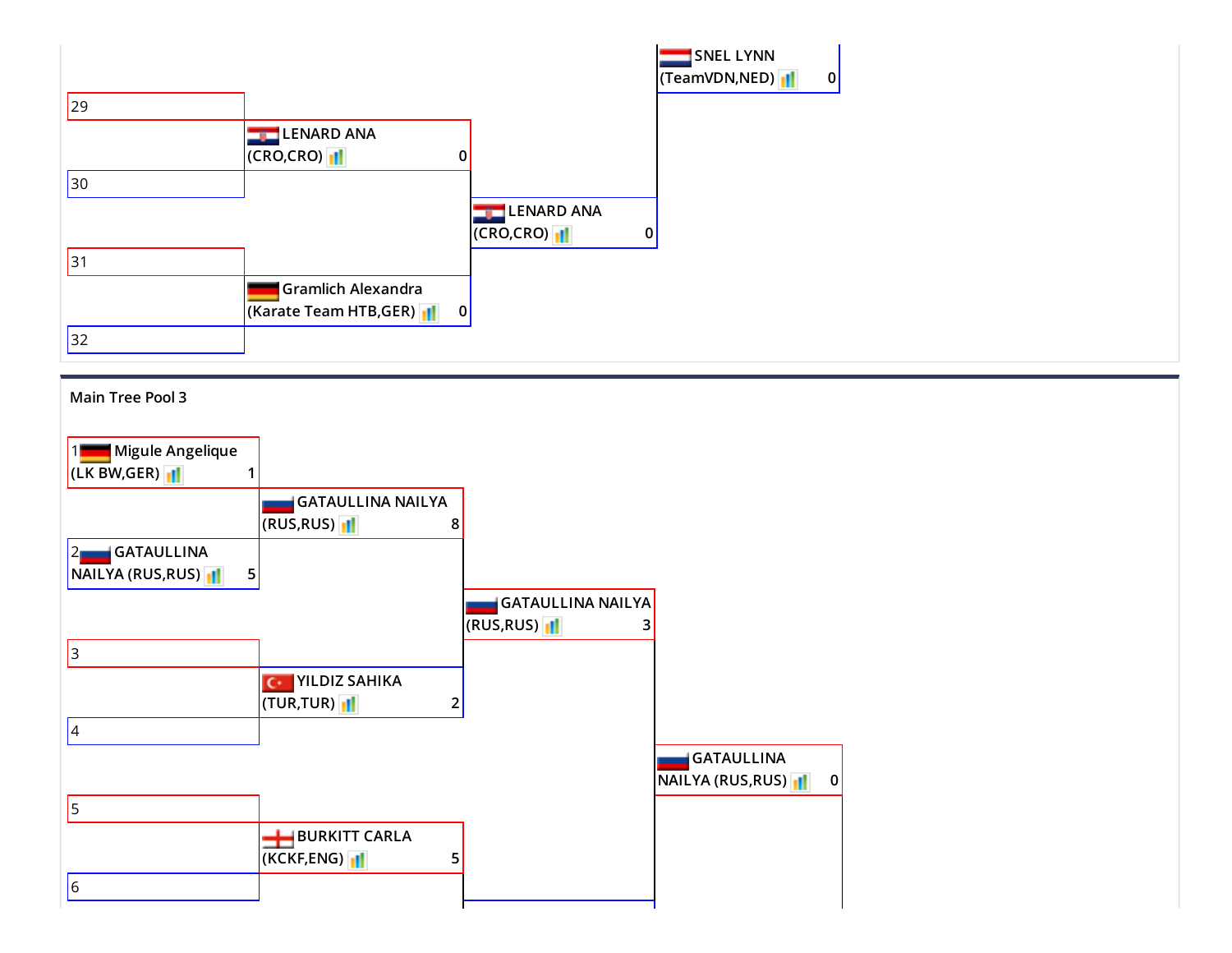SNEL LYNN
(TeamVDN,NED) 0

29

LENARD ANA
(CRO,CRO) 0

30

LENARD ANA
(CRO,CRO) 0

31

Gramlich Alexandra
(Karate Team HTB,GER) 0

32

Main Tree Pool 3

1 Migule Angelique
(LK BW,GER) 1

GATAULLINA NAILYA
(RUS,RUS) 8

2 GATAULLINA
NAILYA (RUS,RUS) 5

GATAULLINA NAILYA
(RUS,RUS) 3

3

YILDIZ SAHIKA
(TUR,TUR) 2

4

GATAULLINA
NAILYA (RUS,RUS) 0

5

BURKITT CARLA
(KCKF,ENG) 5

6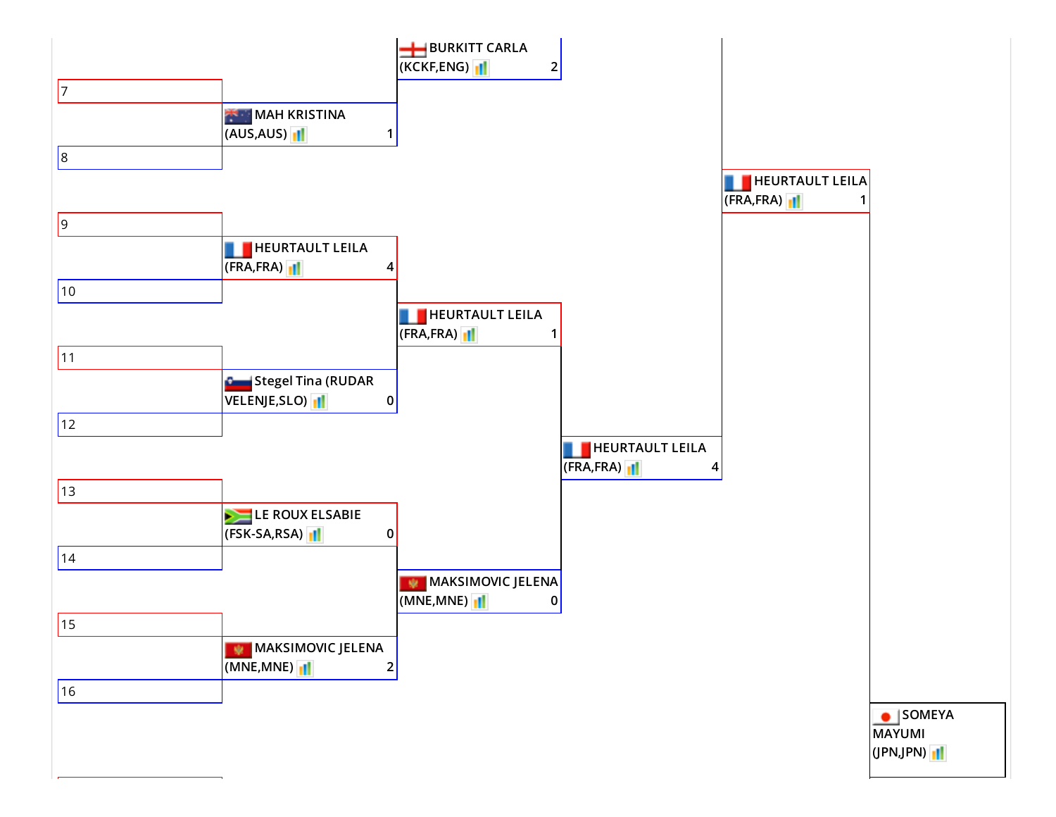BURKITT CARLA (KCKF,ENG) 2

7

MAH KRISTINA (AUS,AUS) 1

8

HEURTAULT LEILA (FRA,FRA) 1

9

HEURTAULT LEILA (FRA,FRA) 4

10

HEURTAULT LEILA (FRA,FRA) 1

11

Stegel Tina (RUDAR VELENJE,SLO) 0

12

HEURTAULT LEILA (FRA,FRA) 4

13

LE ROUX ELSABIE (FSK-SA,RSA) 0

14

MAKSIMOVIC JELENA (MNE,MNE) 0

15

MAKSIMOVIC JELENA (MNE,MNE) 2

16

SOMEYA MAYUMI (JPN,JPN)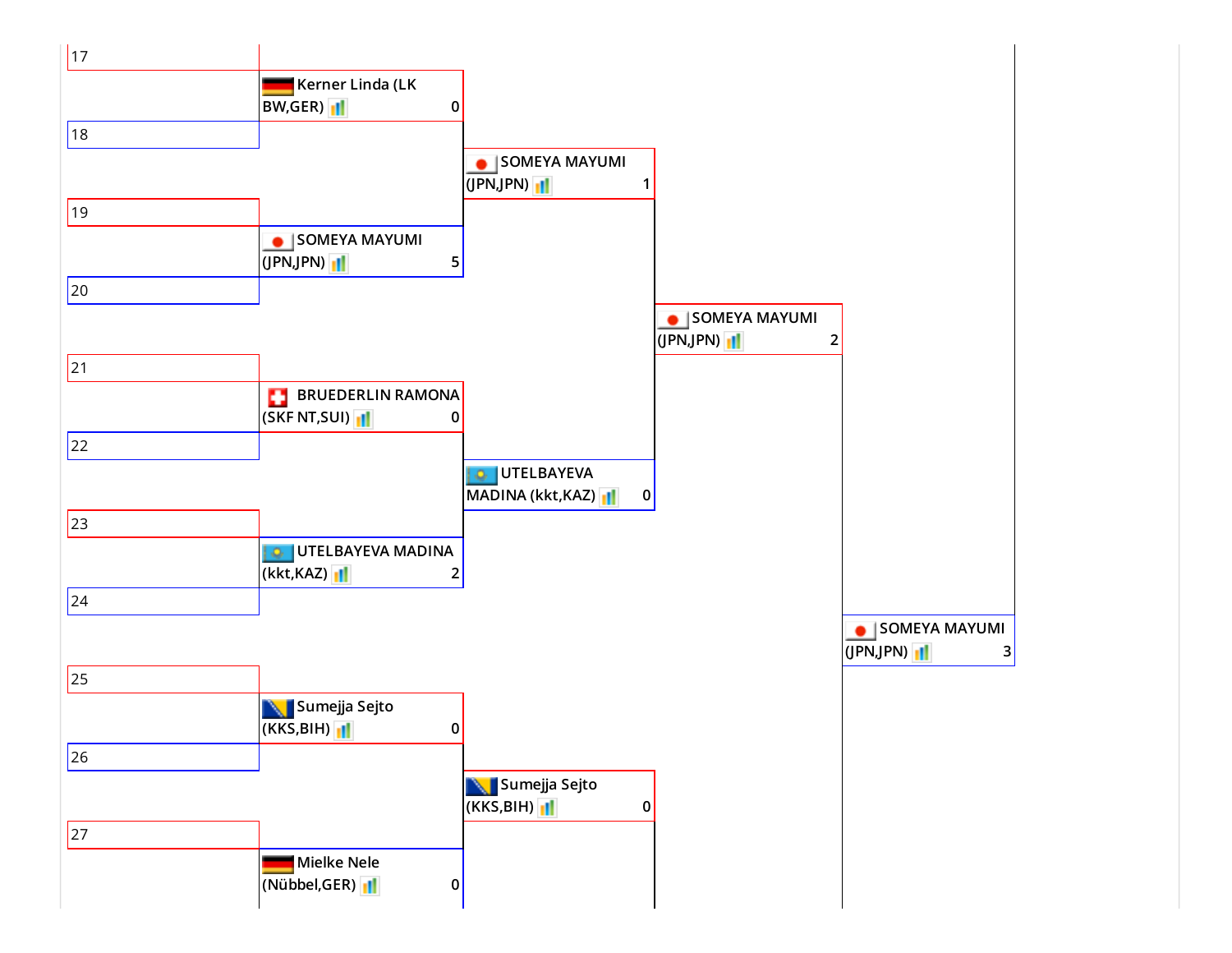| Seed | Round 1 | Round 2 | Round 3 | Round 4 |
|---|---|---|---|---|
| 17 | | | | |
| | Kerner Linda (LK BW,GER) 0 | | | |
| 18 | | | | |
| | | SOMEYA MAYUMI (JPN,JPN) 1 | | |
| 19 | | | | |
| | SOMEYA MAYUMI (JPN,JPN) 5 | | | |
| 20 | | | | |
| | | | SOMEYA MAYUMI (JPN,JPN) 2 | |
| 21 | | | | |
| | BRUEDERLIN RAMONA (SKF NT,SUI) 0 | | | |
| 22 | | | | |
| | | UTELBAYEVA MADINA (kkt,KAZ) 0 | | |
| 23 | | | | |
| | UTELBAYEVA MADINA (kkt,KAZ) 2 | | | |
| 24 | | | | |
| | | | | SOMEYA MAYUMI (JPN,JPN) 3 |
| 25 | | | | |
| | Sumejja Sejto (KKS,BIH) 0 | | | |
| 26 | | | | |
| | | Sumejja Sejto (KKS,BIH) 0 | | |
| 27 | | | | |
| | Mielke Nele (Nübbel,GER) 0 | | | |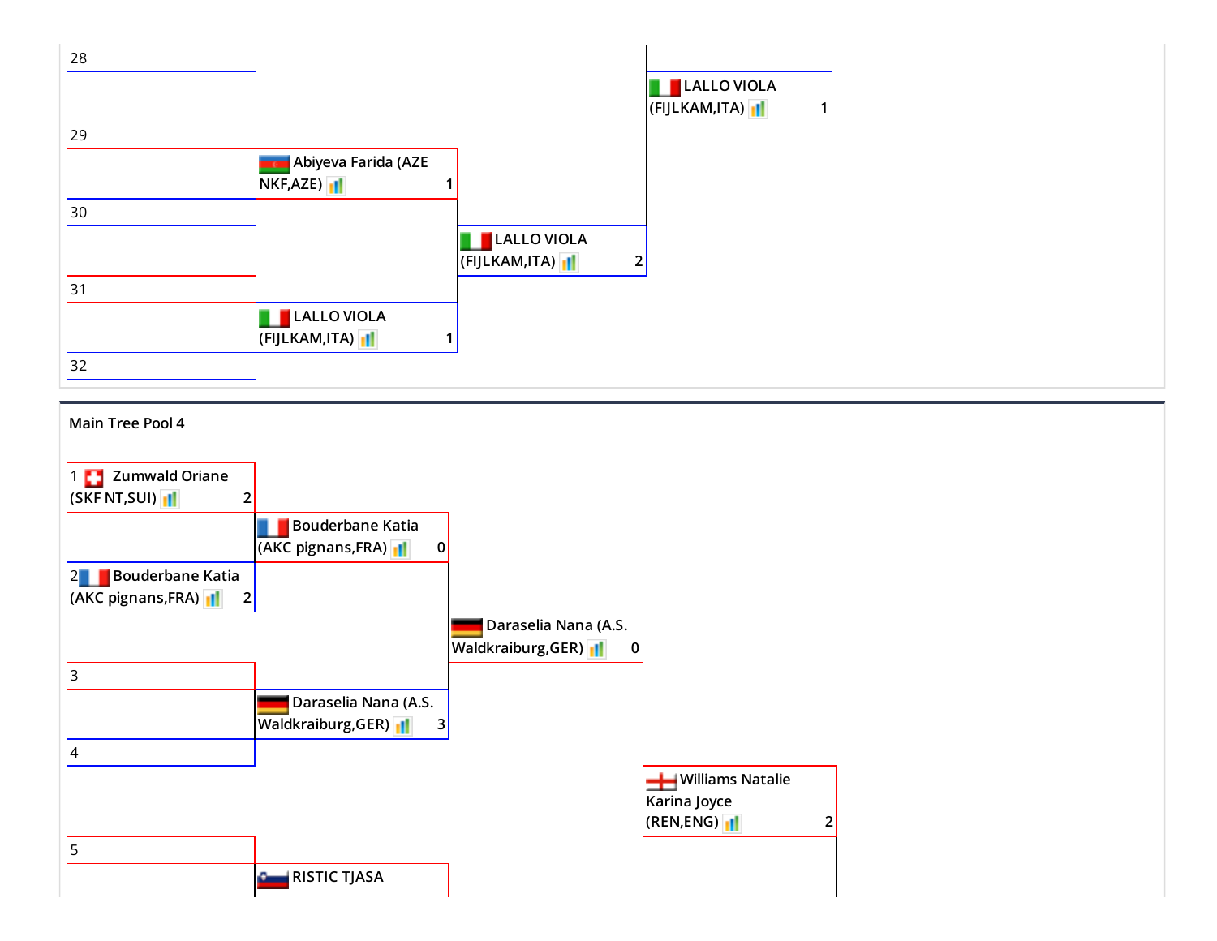28

29

Abiyeva Farida (AZE NKF,AZE) 1

30

LALLO VIOLA (FIJLKAM,ITA) 2

LALLO VIOLA (FIJLKAM,ITA) 1

31

LALLO VIOLA (FIJLKAM,ITA) 1

32

Main Tree Pool 4

1 Zumwald Oriane (SKF NT,SUI) 2

Bouderbane Katia (AKC pignans,FRA) 0

2 Bouderbane Katia (AKC pignans,FRA) 2

Daraselia Nana (A.S. Waldkraiburg,GER) 0

3

Daraselia Nana (A.S. Waldkraiburg,GER) 3

4

Williams Natalie Karina Joyce (REN,ENG) 2

5

RISTIC TJASA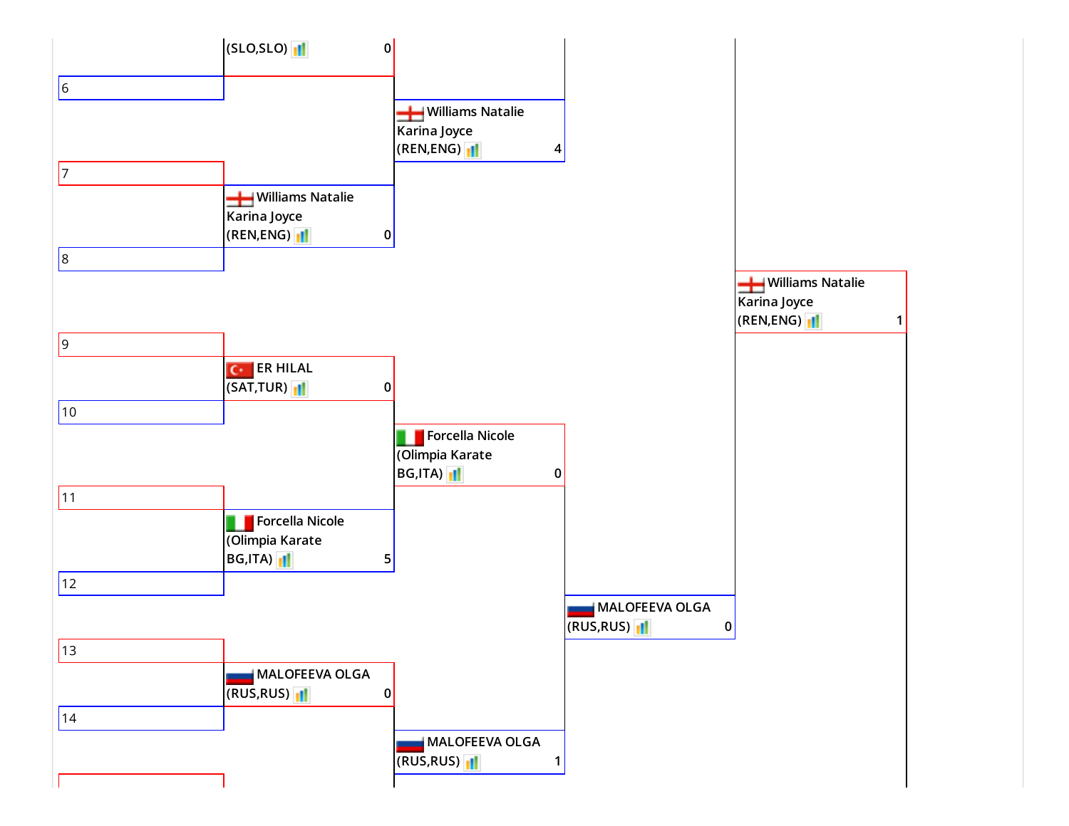(SLO,SLO) 0

6

Williams Natalie
Karina Joyce
(REN,ENG) 4

7

Williams Natalie
Karina Joyce
(REN,ENG) 0

8

Williams Natalie
Karina Joyce
(REN,ENG) 1

9

ER HILAL
(SAT,TUR) 0

10

Forcella Nicole
(Olimpia Karate
BG,ITA) 0

11

Forcella Nicole
(Olimpia Karate
BG,ITA) 5

12

MALOFEEVA OLGA
(RUS,RUS) 0

13

MALOFEEVA OLGA
(RUS,RUS) 0

14

MALOFEEVA OLGA
(RUS,RUS) 1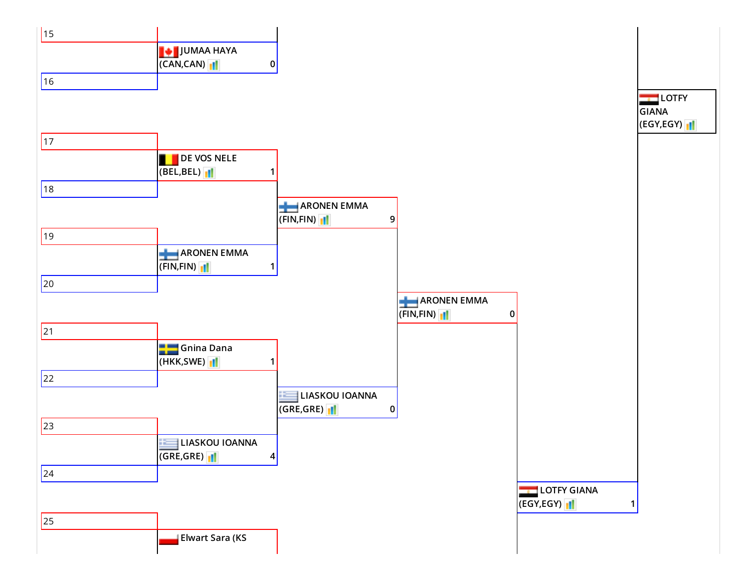15

JUMAA HAYA (CAN,CAN) 0

16

LOTFY GIANA (EGY,EGY)

17

DE VOS NELE (BEL,BEL) 1

18

ARONEN EMMA (FIN,FIN) 9

19

ARONEN EMMA (FIN,FIN) 1

20

ARONEN EMMA (FIN,FIN) 0

21

Gnina Dana (HKK,SWE) 1

22

LIASKOU IOANNA (GRE,GRE) 0

23

LIASKOU IOANNA (GRE,GRE) 4

24

LOTFY GIANA (EGY,EGY) 1

25

Elwart Sara (KS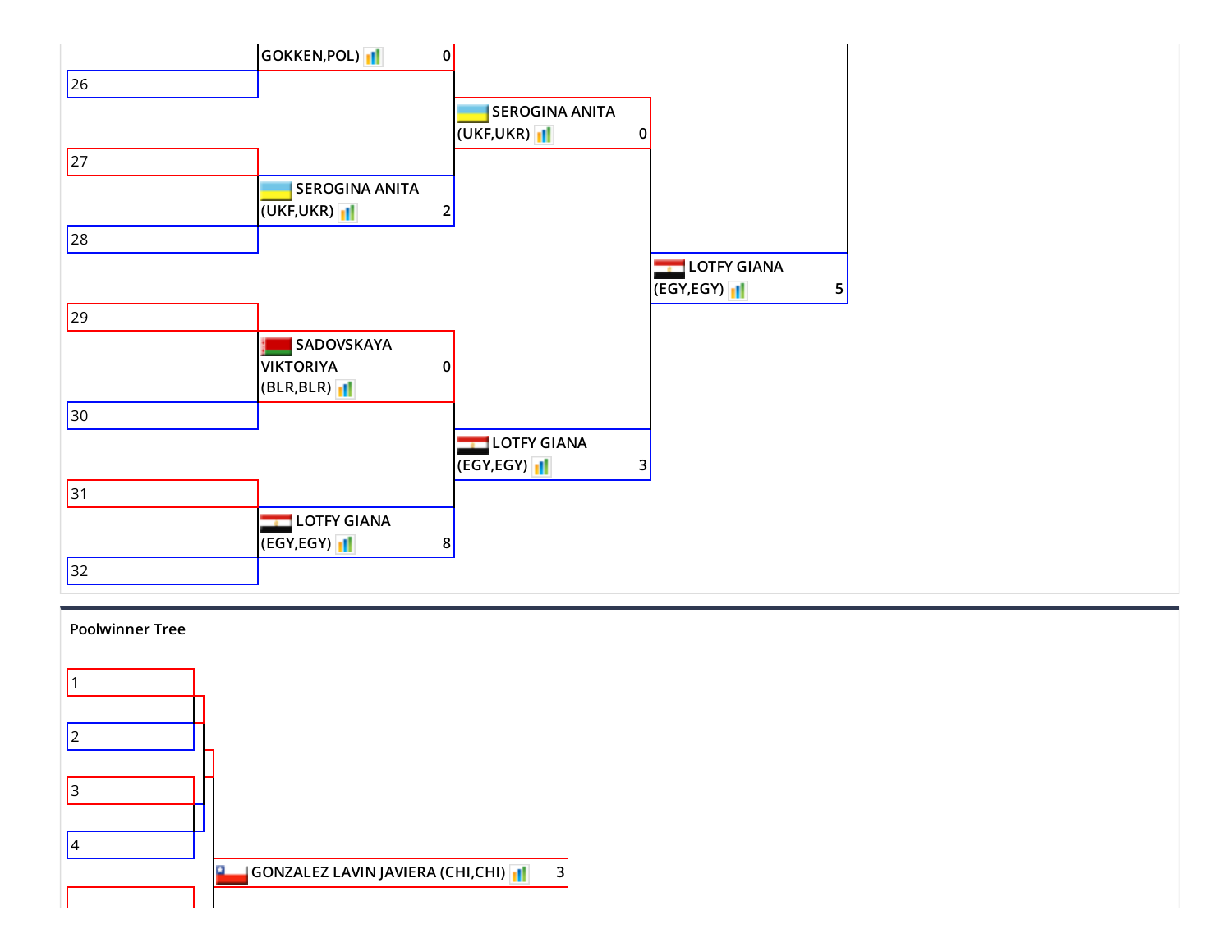GOKKEN,POL) 0

26

SEROGINA ANITA (UKF,UKR) 0

27

SEROGINA ANITA (UKF,UKR) 2

28

LOTFY GIANA (EGY,EGY) 5

29

SADOVSKAYA VIKTORIYA (BLR,BLR) 0

30

LOTFY GIANA (EGY,EGY) 3

31

LOTFY GIANA (EGY,EGY) 8

32

## Poolwinner Tree

1

2

3

4

GONZALEZ LAVIN JAVIERA (CHI,CHI) 3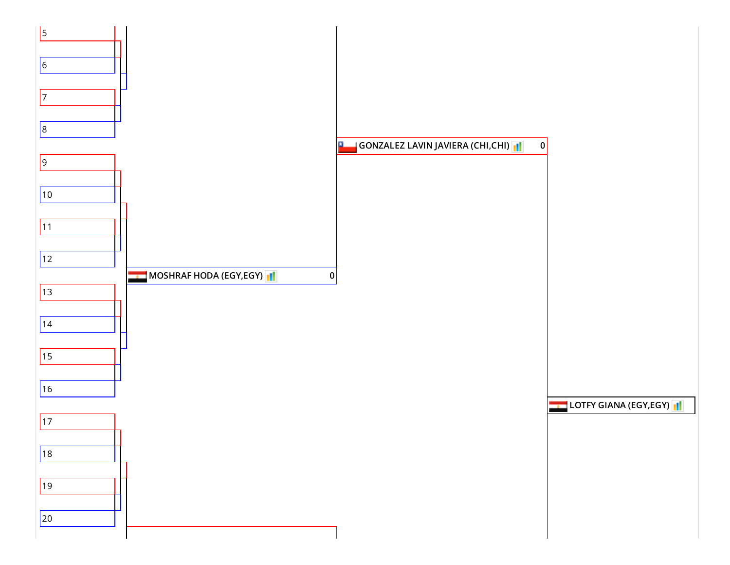5

6

7

8

9

10

11

12

13

14

15

16

17

18

19

20

MOSHRAF HODA (EGY,EGY) 0

GONZALEZ LAVIN JAVIERA (CHI,CHI) 0

LOTFY GIANA (EGY,EGY)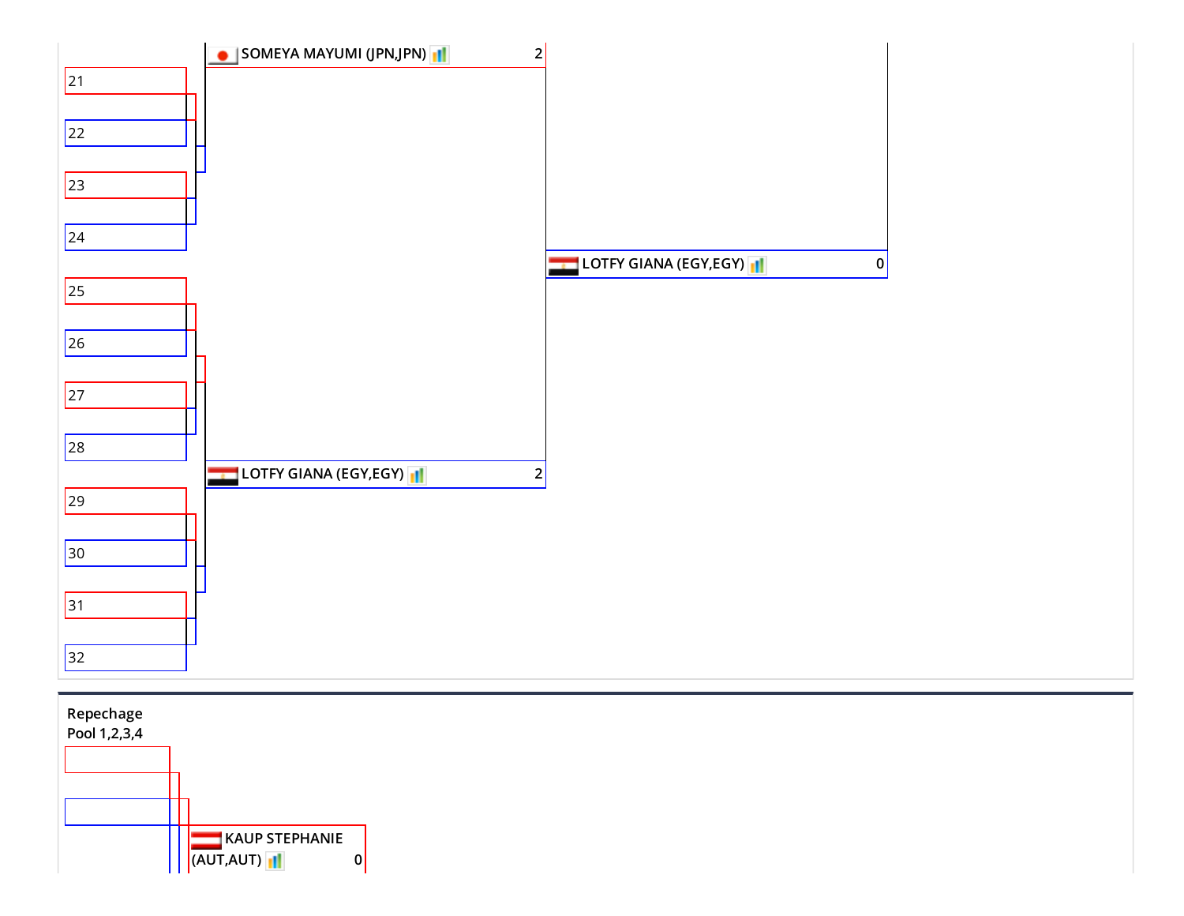SOMEYA MAYUMI (JPN,JPN) 2

21

22

23

24

LOTFY GIANA (EGY,EGY) 0

25

26

27

28

LOTFY GIANA (EGY,EGY) 2

29

30

31

32

Repechage
Pool 1,2,3,4

KAUP STEPHANIE (AUT,AUT) 0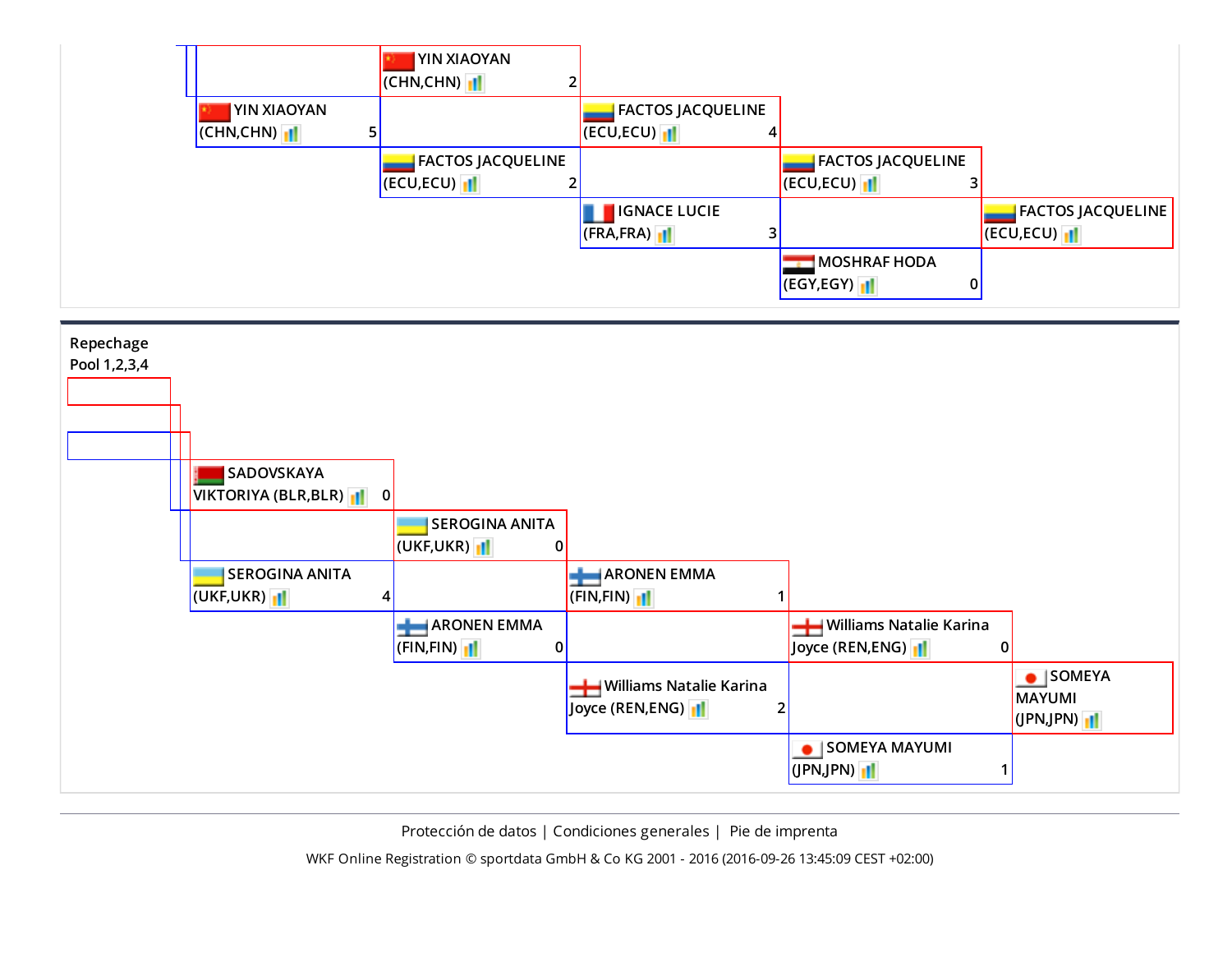YIN XIAOYAN (CHN,CHN) 2

YIN XIAOYAN (CHN,CHN) 5

FACTOS JACQUELINE (ECU,ECU) 4

FACTOS JACQUELINE (ECU,ECU) 2

FACTOS JACQUELINE (ECU,ECU) 3

IGNACE LUCIE (FRA,FRA) 3

FACTOS JACQUELINE (ECU,ECU)

MOSHRAF HODA (EGY,EGY) 0

Repechage
Pool 1,2,3,4

SADOVSKAYA VIKTORIYA (BLR,BLR) 0

SEROGINA ANITA (UKF,UKR) 0

SEROGINA ANITA (UKF,UKR) 4

ARONEN EMMA (FIN,FIN) 1

ARONEN EMMA (FIN,FIN) 0

Williams Natalie Karina Joyce (REN,ENG) 0

Williams Natalie Karina Joyce (REN,ENG) 2

SOMEYA MAYUMI (JPN,JPN)

SOMEYA MAYUMI (JPN,JPN) 1

Protección de datos | Condiciones generales | Pie de imprenta

WKF Online Registration © sportdata GmbH & Co KG 2001 - 2016 (2016-09-26 13:45:09 CEST +02:00)